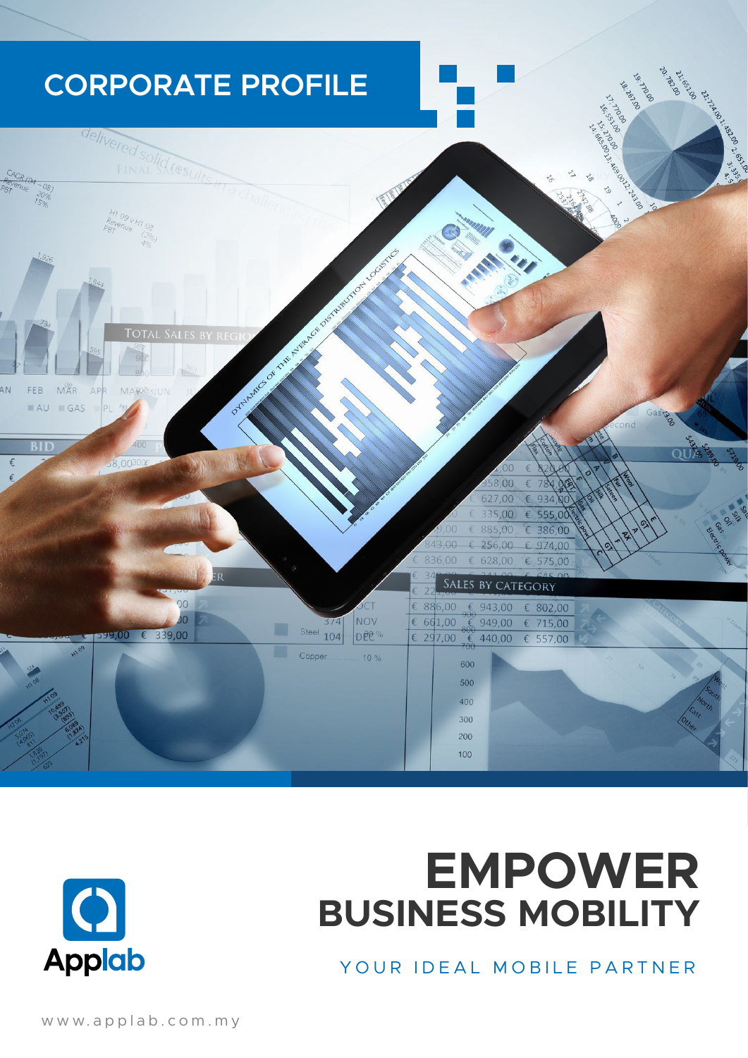# CORPORATE PROFILE

Applab

# EMPOWER
## BUSINESS MOBILITY

YOUR IDEAL MOBILE PARTNER

www.applab.com.my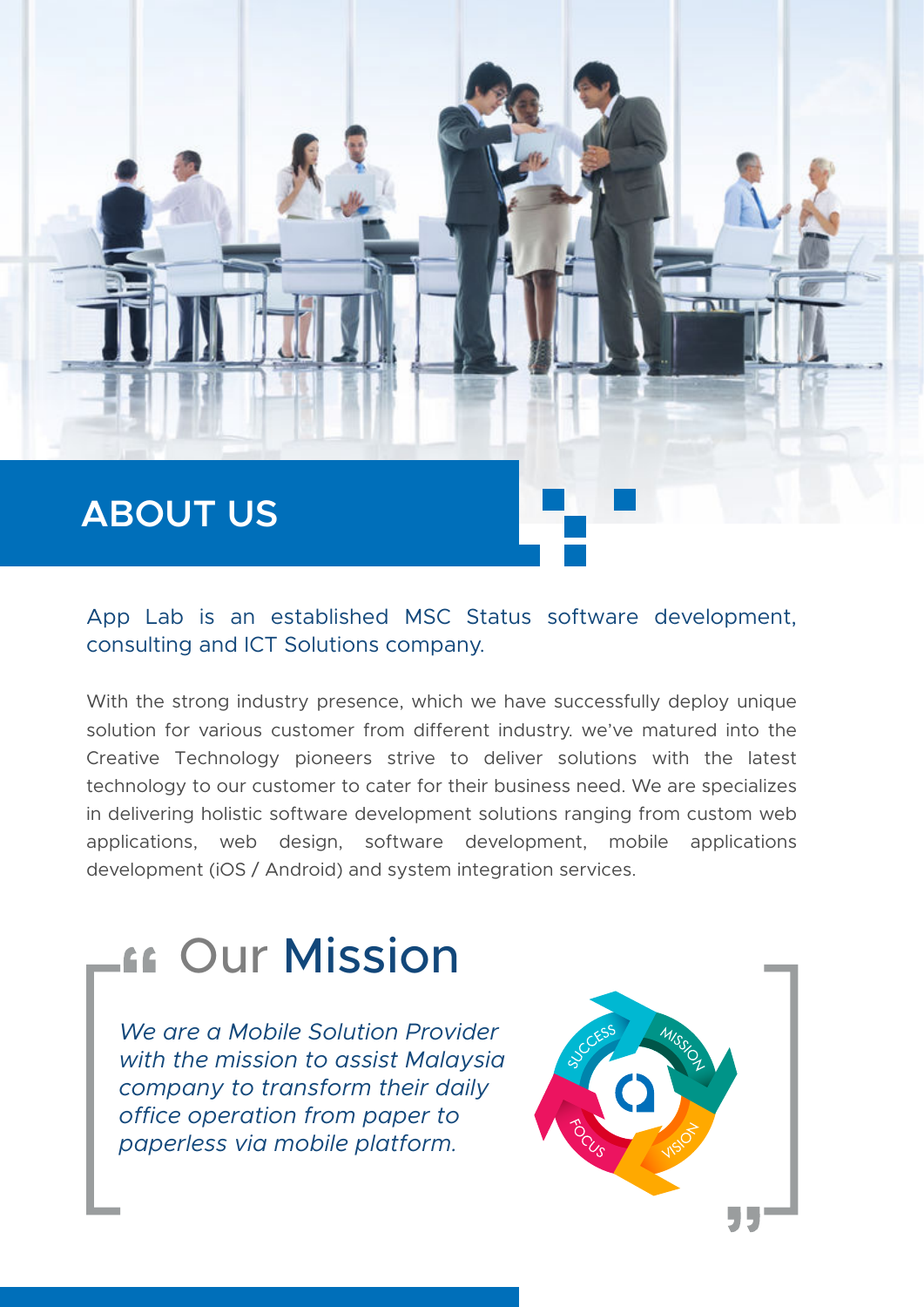# ABOUT US

App Lab is an established MSC Status software development, consulting and ICT Solutions company.

With the strong industry presence, which we have successfully deploy unique solution for various customer from different industry. we've matured into the Creative Technology pioneers strive to deliver solutions with the latest technology to our customer to cater for their business need. We are specializes in delivering holistic software development solutions ranging from custom web applications, web design, software development, mobile applications development (iOS / Android) and system integration services.

## Our Mission

*We are a Mobile Solution Provider with the mission to assist Malaysia company to transform their daily office operation from paper to paperless via mobile platform.*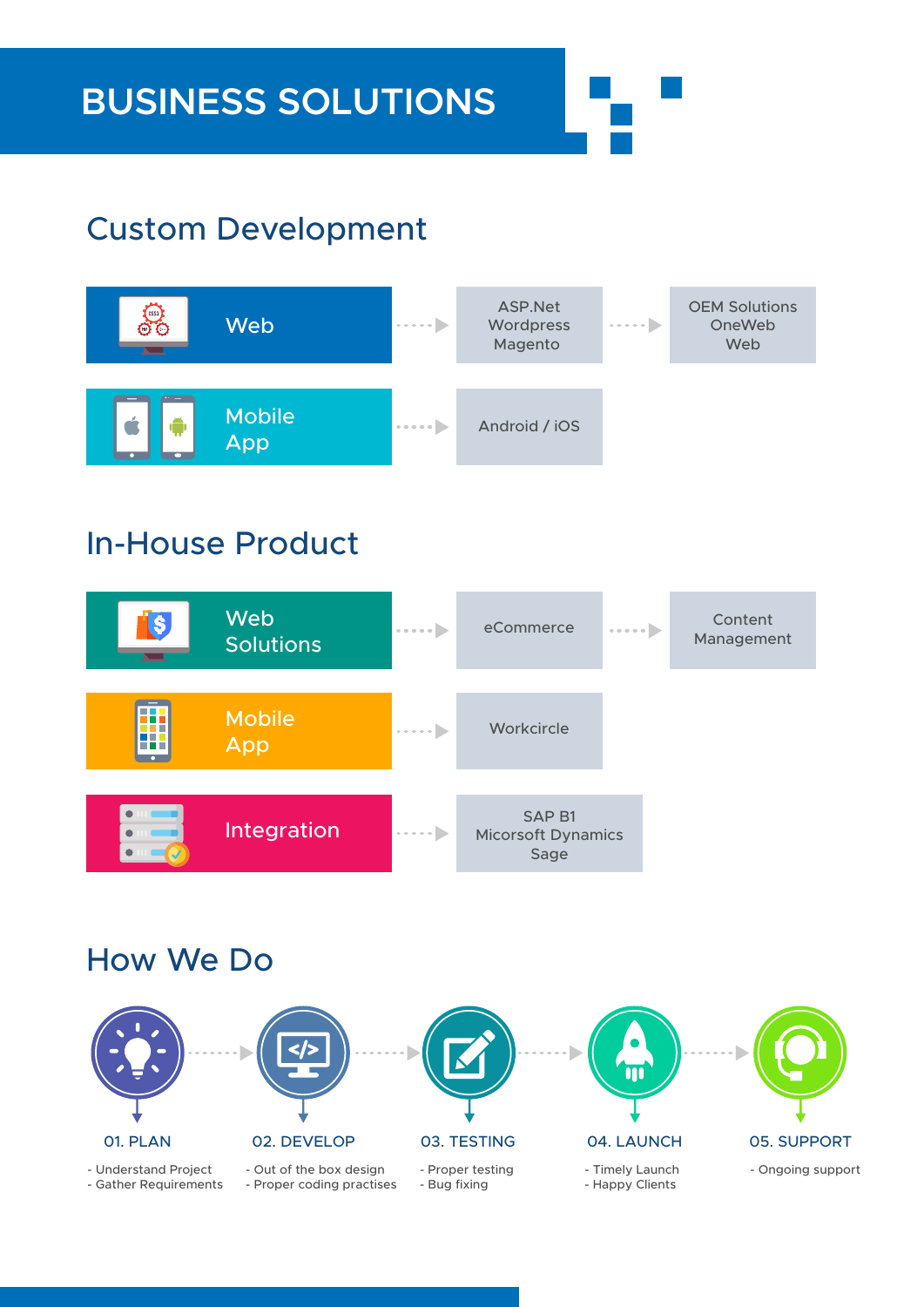# BUSINESS SOLUTIONS

## Custom Development

**Web** → ASP.Net, Wordpress, Magento → OEM Solutions, OneWeb, Web

**Mobile App** → Android / iOS

## In-House Product

**Web Solutions** → eCommerce → Content Management

**Mobile App** → Workcircle

**Integration** → SAP B1, Micorsoft Dynamics, Sage

## How We Do

**01. PLAN**
- Understand Project
- Gather Requirements

**02. DEVELOP**
- Out of the box design
- Proper coding practises

**03. TESTING**
- Proper testing
- Bug fixing

**04. LAUNCH**
- Timely Launch
- Happy Clients

**05. SUPPORT**
- Ongoing support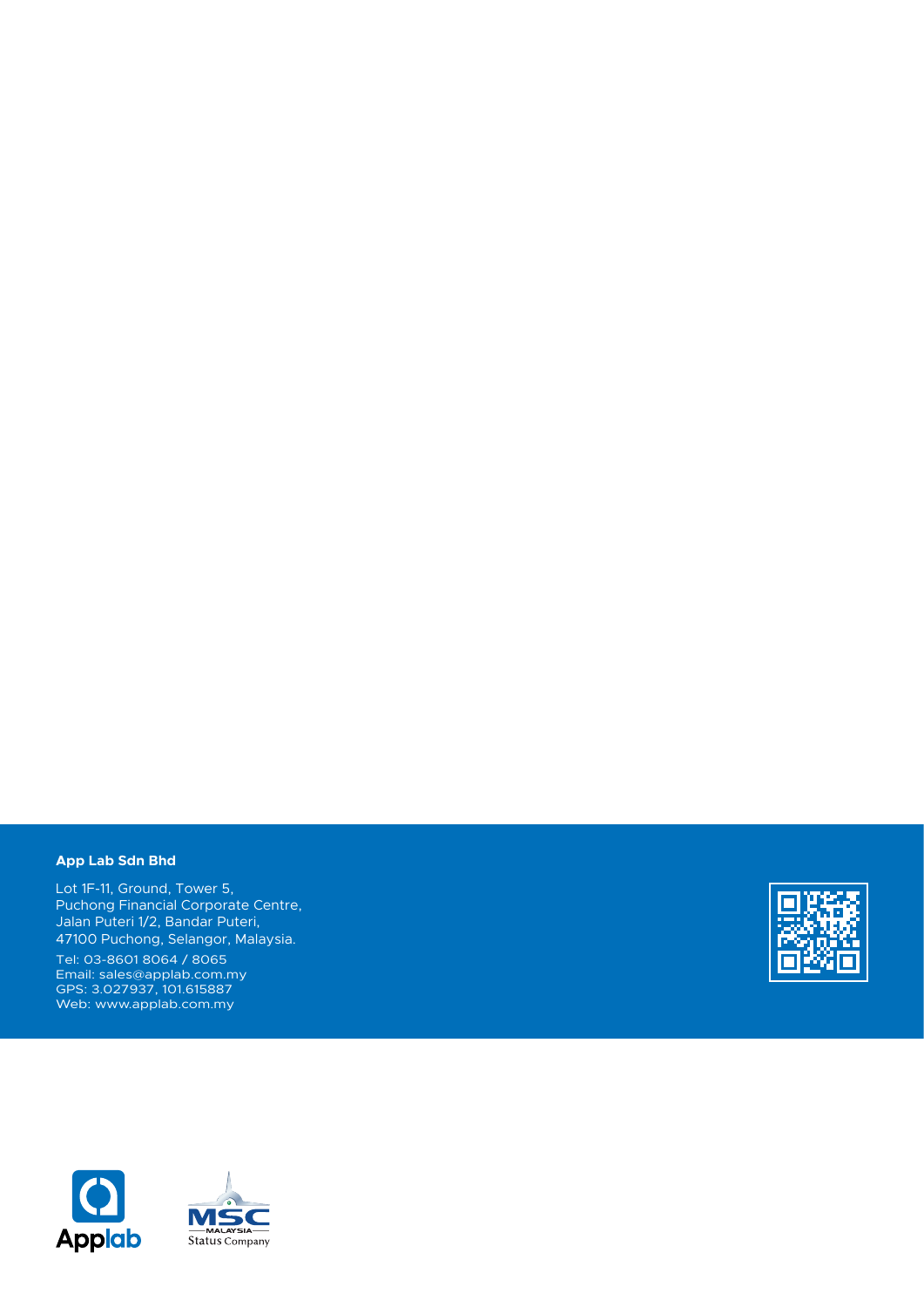**App Lab Sdn Bhd**

Lot 1F-11, Ground, Tower 5,
Puchong Financial Corporate Centre,
Jalan Puteri 1/2, Bandar Puteri,
47100 Puchong, Selangor, Malaysia.

Tel: 03-8601 8064 / 8065
Email: sales@applab.com.my
GPS: 3.027937, 101.615887
Web: www.applab.com.my

Applab

MSC MALAYSIA Status Company